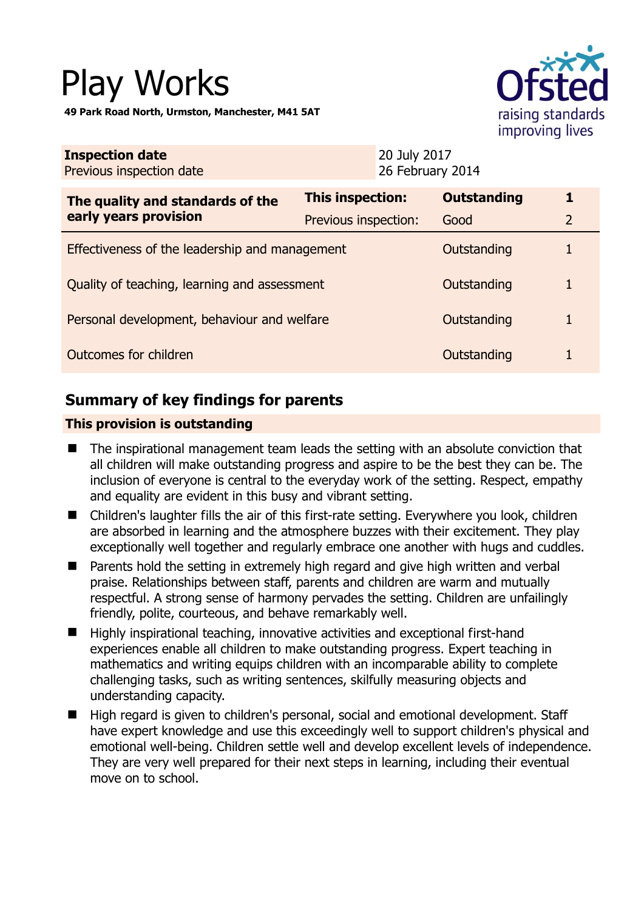# Play Works

**49 Park Road North, Urmston, Manchester, M41 5AT**

| | |
|---|---|
| **Inspection date** | 20 July 2017 |
| Previous inspection date | 26 February 2014 |

| | | | |
|---|---|---|---|
| **The quality and standards of the early years provision** | **This inspection:** | **Outstanding** | **1** |
| | Previous inspection: | Good | 2 |
| Effectiveness of the leadership and management | | Outstanding | 1 |
| Quality of teaching, learning and assessment | | Outstanding | 1 |
| Personal development, behaviour and welfare | | Outstanding | 1 |
| Outcomes for children | | Outstanding | 1 |

## Summary of key findings for parents

**This provision is outstanding**

- The inspirational management team leads the setting with an absolute conviction that all children will make outstanding progress and aspire to be the best they can be. The inclusion of everyone is central to the everyday work of the setting. Respect, empathy and equality are evident in this busy and vibrant setting.
- Children's laughter fills the air of this first-rate setting. Everywhere you look, children are absorbed in learning and the atmosphere buzzes with their excitement. They play exceptionally well together and regularly embrace one another with hugs and cuddles.
- Parents hold the setting in extremely high regard and give high written and verbal praise. Relationships between staff, parents and children are warm and mutually respectful. A strong sense of harmony pervades the setting. Children are unfailingly friendly, polite, courteous, and behave remarkably well.
- Highly inspirational teaching, innovative activities and exceptional first-hand experiences enable all children to make outstanding progress. Expert teaching in mathematics and writing equips children with an incomparable ability to complete challenging tasks, such as writing sentences, skilfully measuring objects and understanding capacity.
- High regard is given to children's personal, social and emotional development. Staff have expert knowledge and use this exceedingly well to support children's physical and emotional well-being. Children settle well and develop excellent levels of independence. They are very well prepared for their next steps in learning, including their eventual move on to school.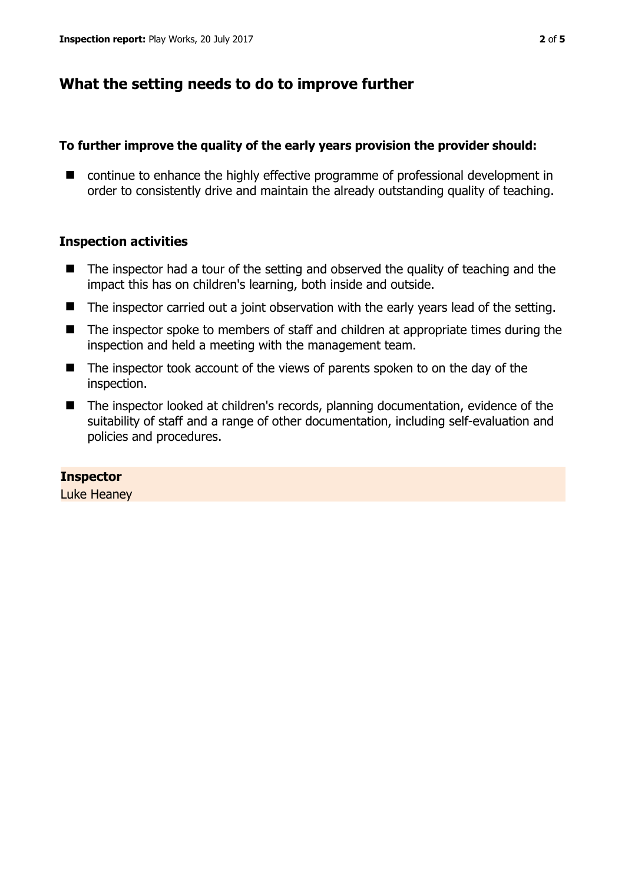## What the setting needs to do to improve further

**To further improve the quality of the early years provision the provider should:**

- continue to enhance the highly effective programme of professional development in order to consistently drive and maintain the already outstanding quality of teaching.

### Inspection activities

- The inspector had a tour of the setting and observed the quality of teaching and the impact this has on children's learning, both inside and outside.
- The inspector carried out a joint observation with the early years lead of the setting.
- The inspector spoke to members of staff and children at appropriate times during the inspection and held a meeting with the management team.
- The inspector took account of the views of parents spoken to on the day of the inspection.
- The inspector looked at children's records, planning documentation, evidence of the suitability of staff and a range of other documentation, including self-evaluation and policies and procedures.

**Inspector**
Luke Heaney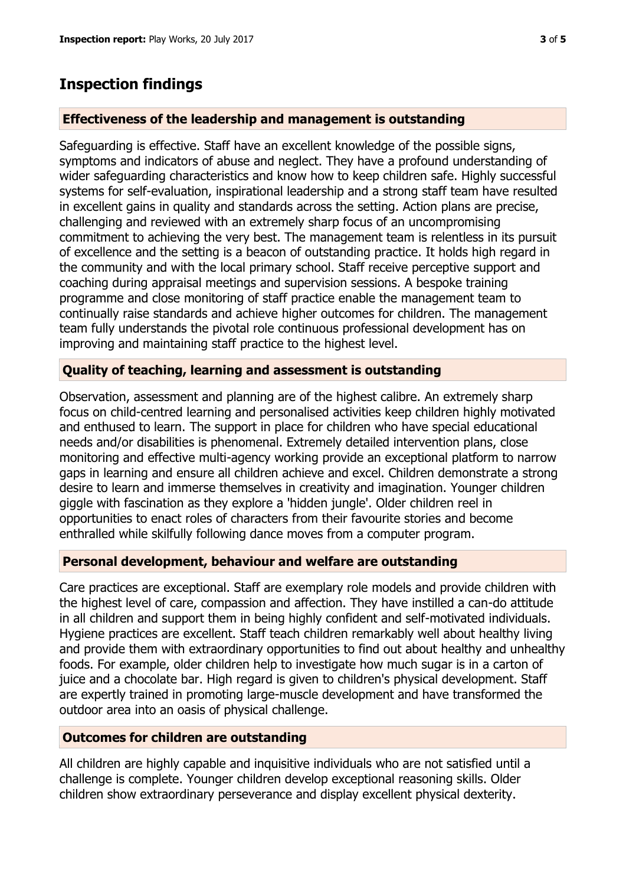## Inspection findings

### Effectiveness of the leadership and management is outstanding

Safeguarding is effective. Staff have an excellent knowledge of the possible signs, symptoms and indicators of abuse and neglect. They have a profound understanding of wider safeguarding characteristics and know how to keep children safe. Highly successful systems for self-evaluation, inspirational leadership and a strong staff team have resulted in excellent gains in quality and standards across the setting. Action plans are precise, challenging and reviewed with an extremely sharp focus of an uncompromising commitment to achieving the very best. The management team is relentless in its pursuit of excellence and the setting is a beacon of outstanding practice. It holds high regard in the community and with the local primary school. Staff receive perceptive support and coaching during appraisal meetings and supervision sessions. A bespoke training programme and close monitoring of staff practice enable the management team to continually raise standards and achieve higher outcomes for children. The management team fully understands the pivotal role continuous professional development has on improving and maintaining staff practice to the highest level.

### Quality of teaching, learning and assessment is outstanding

Observation, assessment and planning are of the highest calibre. An extremely sharp focus on child-centred learning and personalised activities keep children highly motivated and enthused to learn. The support in place for children who have special educational needs and/or disabilities is phenomenal. Extremely detailed intervention plans, close monitoring and effective multi-agency working provide an exceptional platform to narrow gaps in learning and ensure all children achieve and excel. Children demonstrate a strong desire to learn and immerse themselves in creativity and imagination. Younger children giggle with fascination as they explore a 'hidden jungle'. Older children reel in opportunities to enact roles of characters from their favourite stories and become enthralled while skilfully following dance moves from a computer program.

### Personal development, behaviour and welfare are outstanding

Care practices are exceptional. Staff are exemplary role models and provide children with the highest level of care, compassion and affection. They have instilled a can-do attitude in all children and support them in being highly confident and self-motivated individuals. Hygiene practices are excellent. Staff teach children remarkably well about healthy living and provide them with extraordinary opportunities to find out about healthy and unhealthy foods. For example, older children help to investigate how much sugar is in a carton of juice and a chocolate bar. High regard is given to children's physical development. Staff are expertly trained in promoting large-muscle development and have transformed the outdoor area into an oasis of physical challenge.

### Outcomes for children are outstanding

All children are highly capable and inquisitive individuals who are not satisfied until a challenge is complete. Younger children develop exceptional reasoning skills. Older children show extraordinary perseverance and display excellent physical dexterity.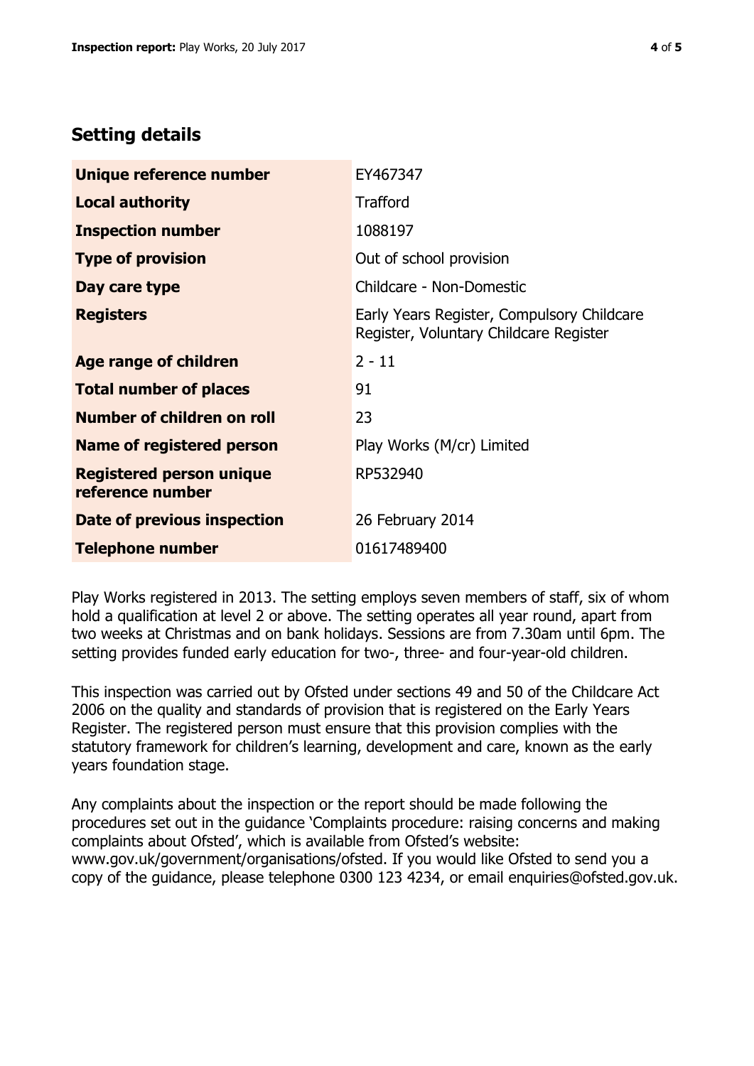## Setting details

| | |
|---|---|
| **Unique reference number** | EY467347 |
| **Local authority** | Trafford |
| **Inspection number** | 1088197 |
| **Type of provision** | Out of school provision |
| **Day care type** | Childcare - Non-Domestic |
| **Registers** | Early Years Register, Compulsory Childcare Register, Voluntary Childcare Register |
| **Age range of children** | 2 - 11 |
| **Total number of places** | 91 |
| **Number of children on roll** | 23 |
| **Name of registered person** | Play Works (M/cr) Limited |
| **Registered person unique reference number** | RP532940 |
| **Date of previous inspection** | 26 February 2014 |
| **Telephone number** | 01617489400 |

Play Works registered in 2013. The setting employs seven members of staff, six of whom hold a qualification at level 2 or above. The setting operates all year round, apart from two weeks at Christmas and on bank holidays. Sessions are from 7.30am until 6pm. The setting provides funded early education for two-, three- and four-year-old children.

This inspection was carried out by Ofsted under sections 49 and 50 of the Childcare Act 2006 on the quality and standards of provision that is registered on the Early Years Register. The registered person must ensure that this provision complies with the statutory framework for children's learning, development and care, known as the early years foundation stage.

Any complaints about the inspection or the report should be made following the procedures set out in the guidance 'Complaints procedure: raising concerns and making complaints about Ofsted', which is available from Ofsted's website: www.gov.uk/government/organisations/ofsted. If you would like Ofsted to send you a copy of the guidance, please telephone 0300 123 4234, or email enquiries@ofsted.gov.uk.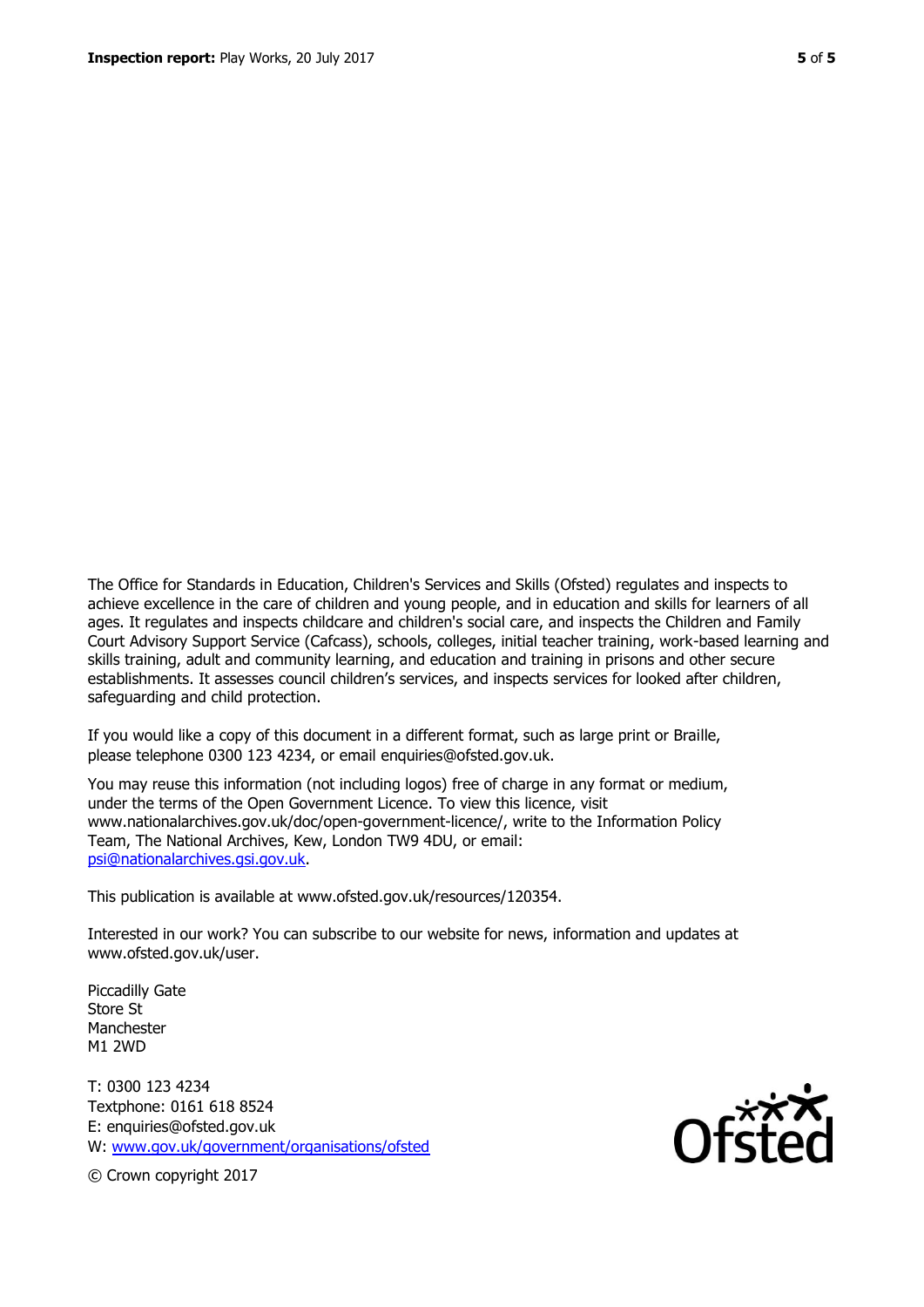The Office for Standards in Education, Children's Services and Skills (Ofsted) regulates and inspects to achieve excellence in the care of children and young people, and in education and skills for learners of all ages. It regulates and inspects childcare and children's social care, and inspects the Children and Family Court Advisory Support Service (Cafcass), schools, colleges, initial teacher training, work-based learning and skills training, adult and community learning, and education and training in prisons and other secure establishments. It assesses council children's services, and inspects services for looked after children, safeguarding and child protection.

If you would like a copy of this document in a different format, such as large print or Braille, please telephone 0300 123 4234, or email enquiries@ofsted.gov.uk.

You may reuse this information (not including logos) free of charge in any format or medium, under the terms of the Open Government Licence. To view this licence, visit www.nationalarchives.gov.uk/doc/open-government-licence/, write to the Information Policy Team, The National Archives, Kew, London TW9 4DU, or email: psi@nationalarchives.gsi.gov.uk.

This publication is available at www.ofsted.gov.uk/resources/120354.

Interested in our work? You can subscribe to our website for news, information and updates at www.ofsted.gov.uk/user.

Piccadilly Gate
Store St
Manchester
M1 2WD

T: 0300 123 4234
Textphone: 0161 618 8524
E: enquiries@ofsted.gov.uk
W: www.gov.uk/government/organisations/ofsted

© Crown copyright 2017